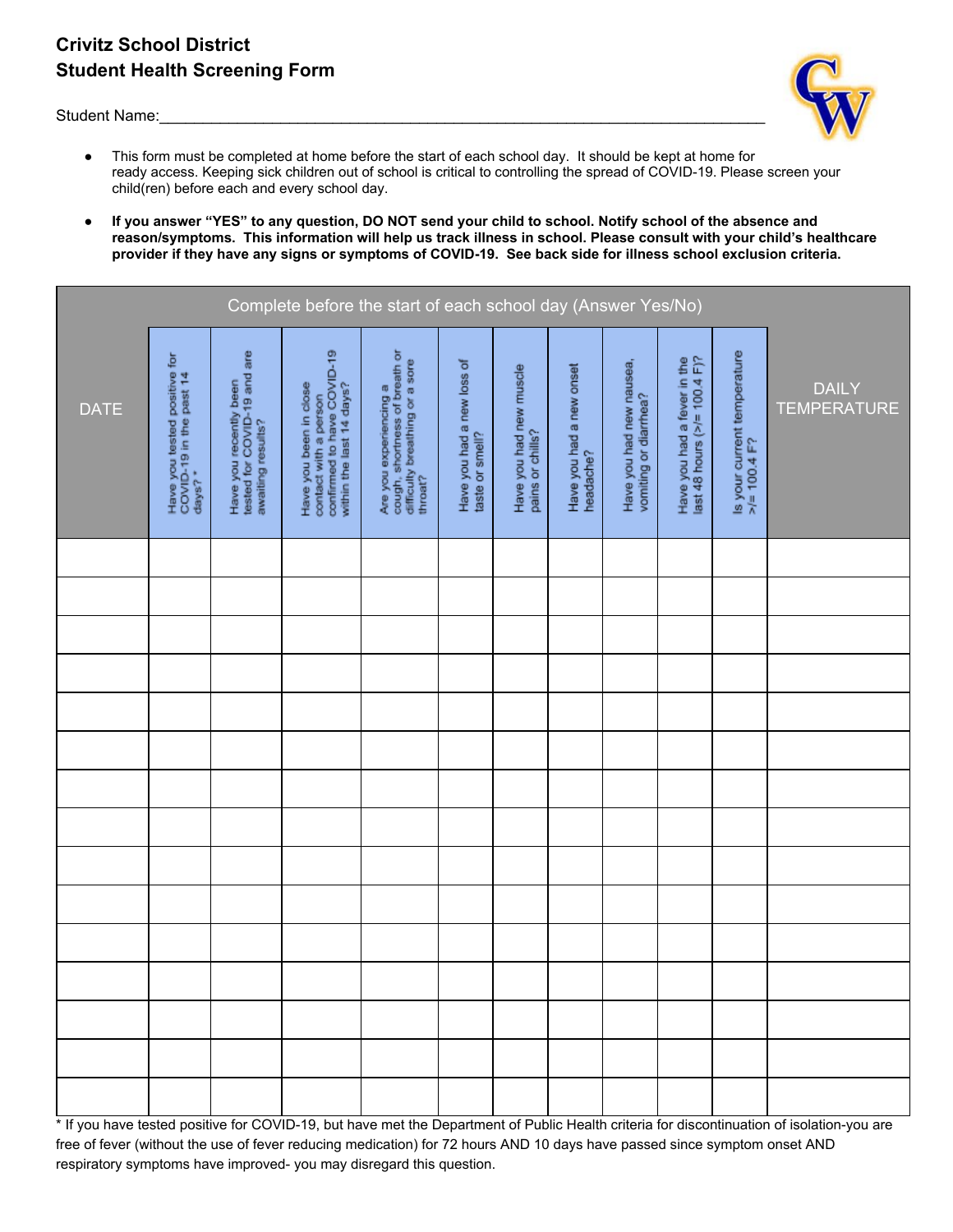# Crivitz School District
## Student Health Screening Form

Student Name:\_\_\_\_\_\_\_\_\_\_\_\_\_\_\_\_\_\_\_\_\_\_\_\_\_\_\_\_\_\_\_\_\_\_\_\_\_\_\_\_\_\_\_\_\_\_\_\_\_\_\_\_\_\_\_\_\_\_\_\_

- This form must be completed at home before the start of each school day. It should be kept at home for ready access. Keeping sick children out of school is critical to controlling the spread of COVID-19. Please screen your child(ren) before each and every school day.
- **If you answer "YES" to any question, DO NOT send your child to school. Notify school of the absence and reason/symptoms. This information will help us track illness in school. Please consult with your child's healthcare provider if they have any signs or symptoms of COVID-19. See back side for illness school exclusion criteria.**

| Complete before the start of each school day (Answer Yes/No) | | | | | | | | | | | |
|---|---|---|---|---|---|---|---|---|---|---|---|
| DATE | Have you tested positive for COVID-19 in the past 14 days? * | Have you recently been tested for COVID-19 and are awaiting results? | Have you been in close contact with a person confirmed to have COVID-19 within the last 14 days? | Are you experiencing a cough, shortness of breath or difficulty breathing or a sore throat? | Have you had a new loss of taste or smell? | Have you had new muscle pains or chills? | Have you had a new onset headache? | Have you had new nausea, vomiting or diarrhea? | Have you had a fever in the last 48 hours (>/= 100.4 F)? | Is your current temperature >/= 100.4 F? | DAILY TEMPERATURE |
| | | | | | | | | | | | |
| | | | | | | | | | | | |
| | | | | | | | | | | | |
| | | | | | | | | | | | |
| | | | | | | | | | | | |
| | | | | | | | | | | | |
| | | | | | | | | | | | |
| | | | | | | | | | | | |
| | | | | | | | | | | | |
| | | | | | | | | | | | |
| | | | | | | | | | | | |
| | | | | | | | | | | | |
| | | | | | | | | | | | |
| | | | | | | | | | | | |
| | | | | | | | | | | | |

* If you have tested positive for COVID-19, but have met the Department of Public Health criteria for discontinuation of isolation-you are free of fever (without the use of fever reducing medication) for 72 hours AND 10 days have passed since symptom onset AND respiratory symptoms have improved- you may disregard this question.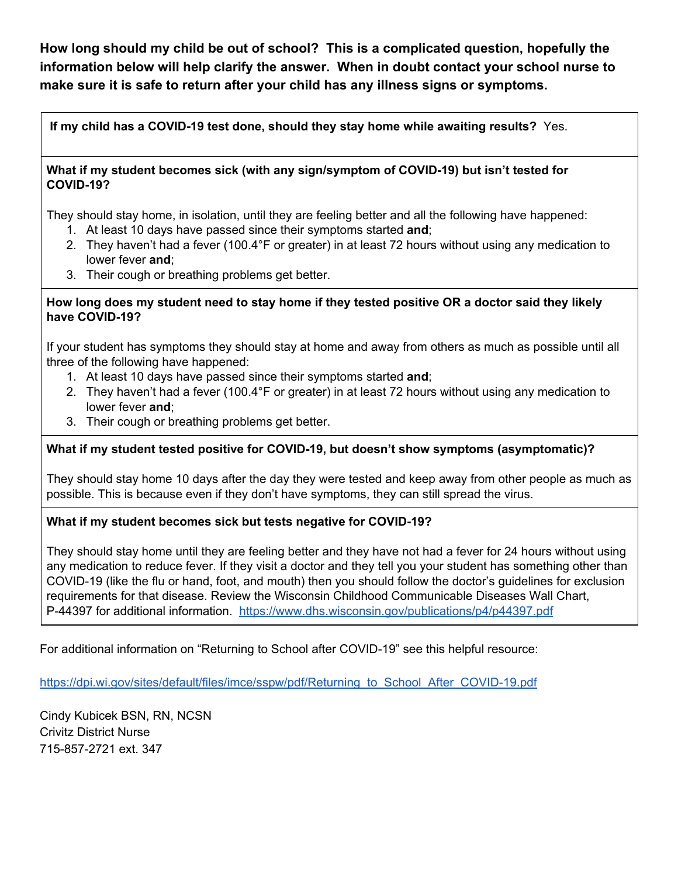**How long should my child be out of school? This is a complicated question, hopefully the information below will help clarify the answer. When in doubt contact your school nurse to make sure it is safe to return after your child has any illness signs or symptoms.**

**If my child has a COVID-19 test done, should they stay home while awaiting results?** Yes.

**What if my student becomes sick (with any sign/symptom of COVID-19) but isn't tested for COVID-19?**

They should stay home, in isolation, until they are feeling better and all the following have happened:

1. At least 10 days have passed since their symptoms started **and**;
2. They haven't had a fever (100.4°F or greater) in at least 72 hours without using any medication to lower fever **and**;
3. Their cough or breathing problems get better.

**How long does my student need to stay home if they tested positive OR a doctor said they likely have COVID-19?**

If your student has symptoms they should stay at home and away from others as much as possible until all three of the following have happened:

1. At least 10 days have passed since their symptoms started **and**;
2. They haven't had a fever (100.4°F or greater) in at least 72 hours without using any medication to lower fever **and**;
3. Their cough or breathing problems get better.

**What if my student tested positive for COVID-19, but doesn't show symptoms (asymptomatic)?**

They should stay home 10 days after the day they were tested and keep away from other people as much as possible. This is because even if they don't have symptoms, they can still spread the virus.

**What if my student becomes sick but tests negative for COVID-19?**

They should stay home until they are feeling better and they have not had a fever for 24 hours without using any medication to reduce fever. If they visit a doctor and they tell you your student has something other than COVID-19 (like the flu or hand, foot, and mouth) then you should follow the doctor's guidelines for exclusion requirements for that disease. Review the Wisconsin Childhood Communicable Diseases Wall Chart, P-44397 for additional information. https://www.dhs.wisconsin.gov/publications/p4/p44397.pdf

For additional information on "Returning to School after COVID-19" see this helpful resource:

https://dpi.wi.gov/sites/default/files/imce/sspw/pdf/Returning_to_School_After_COVID-19.pdf

Cindy Kubicek BSN, RN, NCSN
Crivitz District Nurse
715-857-2721 ext. 347